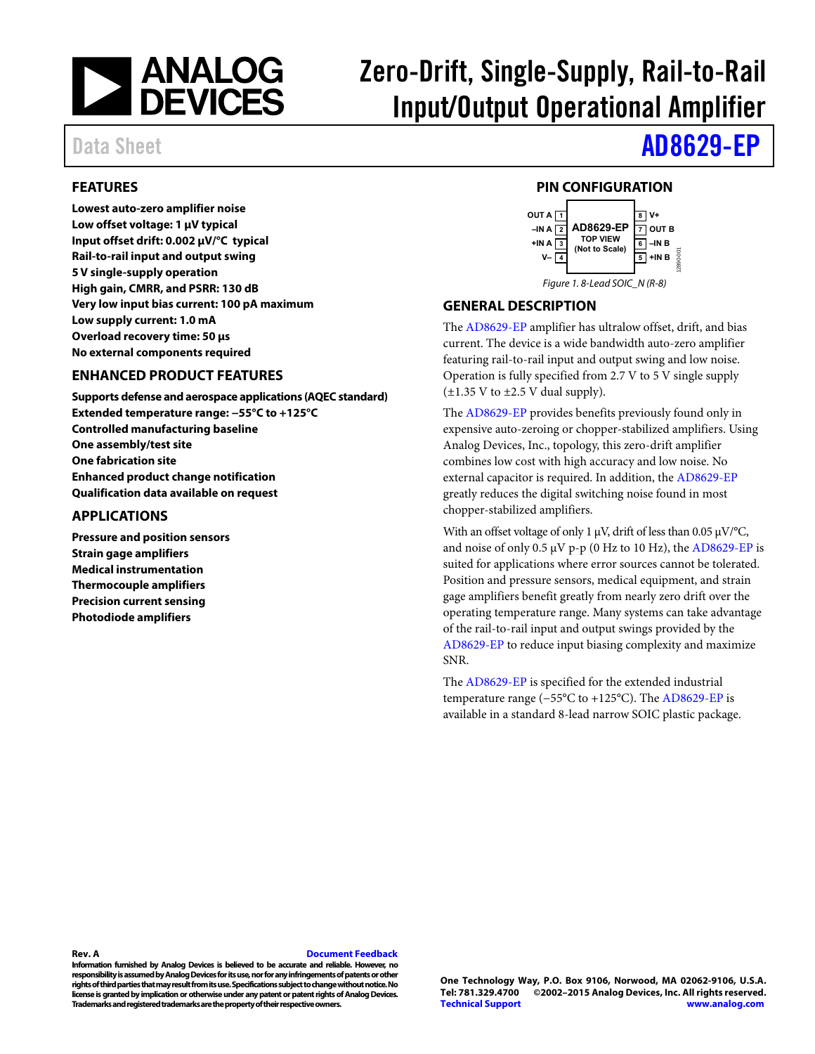# Zero-Drift, Single-Supply, Rail-to-Rail Input/Output Operational Amplifier

Data Sheet **AD8629-EP**

## FEATURES

**Lowest auto-zero amplifier noise**
**Low offset voltage: 1 µV typical**
**Input offset drift: 0.002 µV/°C typical**
**Rail-to-rail input and output swing**
**5 V single-supply operation**
**High gain, CMRR, and PSRR: 130 dB**
**Very low input bias current: 100 pA maximum**
**Low supply current: 1.0 mA**
**Overload recovery time: 50 µs**
**No external components required**

## ENHANCED PRODUCT FEATURES

**Supports defense and aerospace applications (AQEC standard)**
**Extended temperature range: −55°C to +125°C**
**Controlled manufacturing baseline**
**One assembly/test site**
**One fabrication site**
**Enhanced product change notification**
**Qualification data available on request**

## APPLICATIONS

**Pressure and position sensors**
**Strain gage amplifiers**
**Medical instrumentation**
**Thermocouple amplifiers**
**Precision current sensing**
**Photodiode amplifiers**

## PIN CONFIGURATION

| Pin | Name | Pin | Name |
|---|---|---|---|
| 1 | OUT A | 8 | V+ |
| 2 | −IN A | 7 | OUT B |
| 3 | +IN A | 6 | −IN B |
| 4 | V− | 5 | +IN B |

AD8629-EP TOP VIEW (Not to Scale)

*Figure 1. 8-Lead SOIC_N (R-8)*

## GENERAL DESCRIPTION

The AD8629-EP amplifier has ultralow offset, drift, and bias current. The device is a wide bandwidth auto-zero amplifier featuring rail-to-rail input and output swing and low noise. Operation is fully specified from 2.7 V to 5 V single supply (±1.35 V to ±2.5 V dual supply).

The AD8629-EP provides benefits previously found only in expensive auto-zeroing or chopper-stabilized amplifiers. Using Analog Devices, Inc., topology, this zero-drift amplifier combines low cost with high accuracy and low noise. No external capacitor is required. In addition, the AD8629-EP greatly reduces the digital switching noise found in most chopper-stabilized amplifiers.

With an offset voltage of only 1 µV, drift of less than 0.05 µV/°C, and noise of only 0.5 µV p-p (0 Hz to 10 Hz), the AD8629-EP is suited for applications where error sources cannot be tolerated. Position and pressure sensors, medical equipment, and strain gage amplifiers benefit greatly from nearly zero drift over the operating temperature range. Many systems can take advantage of the rail-to-rail input and output swings provided by the AD8629-EP to reduce input biasing complexity and maximize SNR.

The AD8629-EP is specified for the extended industrial temperature range (−55°C to +125°C). The AD8629-EP is available in a standard 8-lead narrow SOIC plastic package.

**Rev. A** **Document Feedback**
**Information furnished by Analog Devices is believed to be accurate and reliable. However, no responsibility is assumed by Analog Devices for its use, nor for any infringements of patents or other rights of third parties that may result from its use. Specifications subject to change without notice. No license is granted by implication or otherwise under any patent or patent rights of Analog Devices. Trademarks and registered trademarks are the property of their respective owners.**

**One Technology Way, P.O. Box 9106, Norwood, MA 02062-9106, U.S.A.**
**Tel: 781.329.4700 ©2002–2015 Analog Devices, Inc. All rights reserved.**
**Technical Support www.analog.com**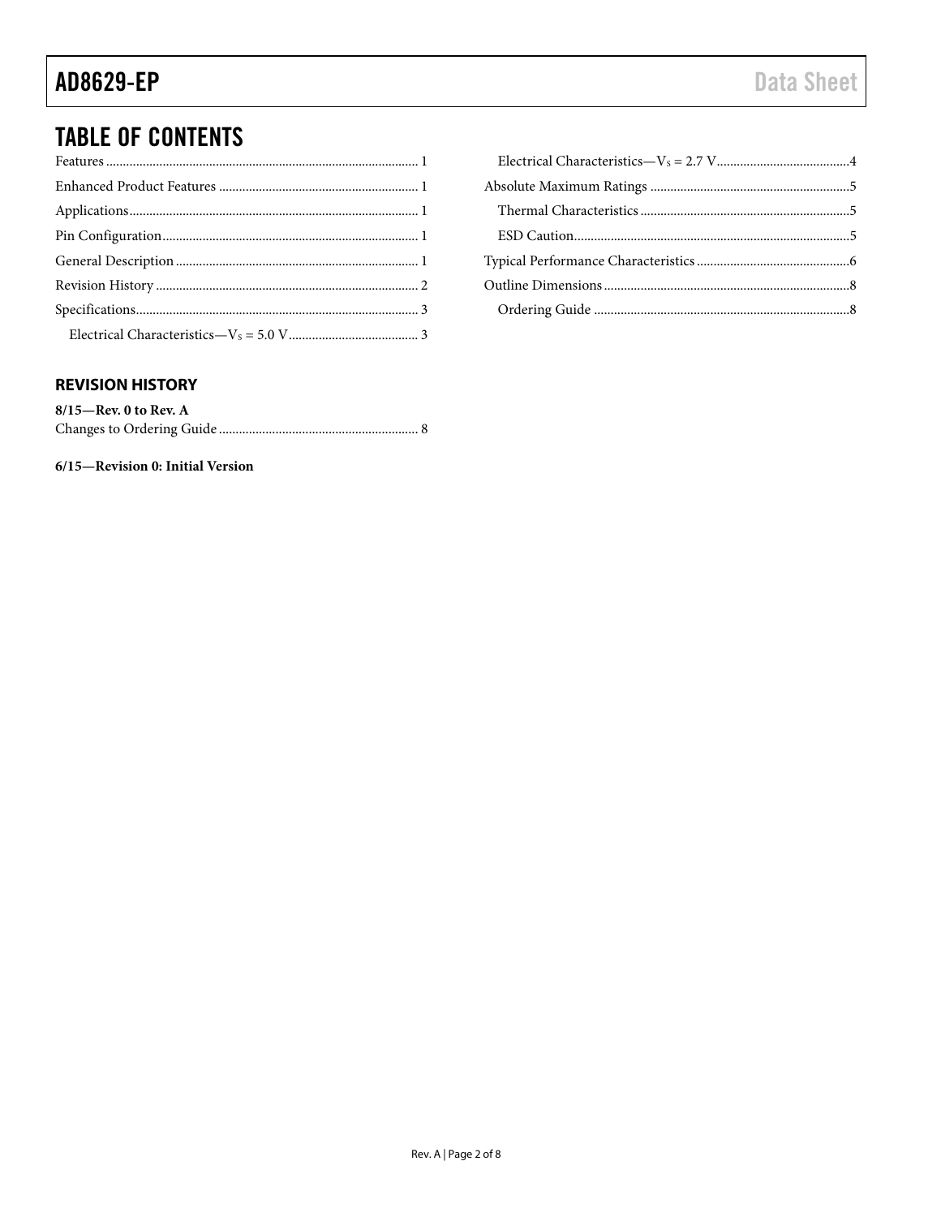## TABLE OF CONTENTS

Features ... 1
Enhanced Product Features ... 1
Applications ... 1
Pin Configuration ... 1
General Description ... 1
Revision History ... 2
Specifications ... 3
  Electrical Characteristics—$V_S$ = 5.0 V ... 3
  Electrical Characteristics—$V_S$ = 2.7 V ... 4
Absolute Maximum Ratings ... 5
  Thermal Characteristics ... 5
  ESD Caution ... 5
Typical Performance Characteristics ... 6
Outline Dimensions ... 8
  Ordering Guide ... 8

### REVISION HISTORY

**8/15—Rev. 0 to Rev. A**

Changes to Ordering Guide ... 8

**6/15—Revision 0: Initial Version**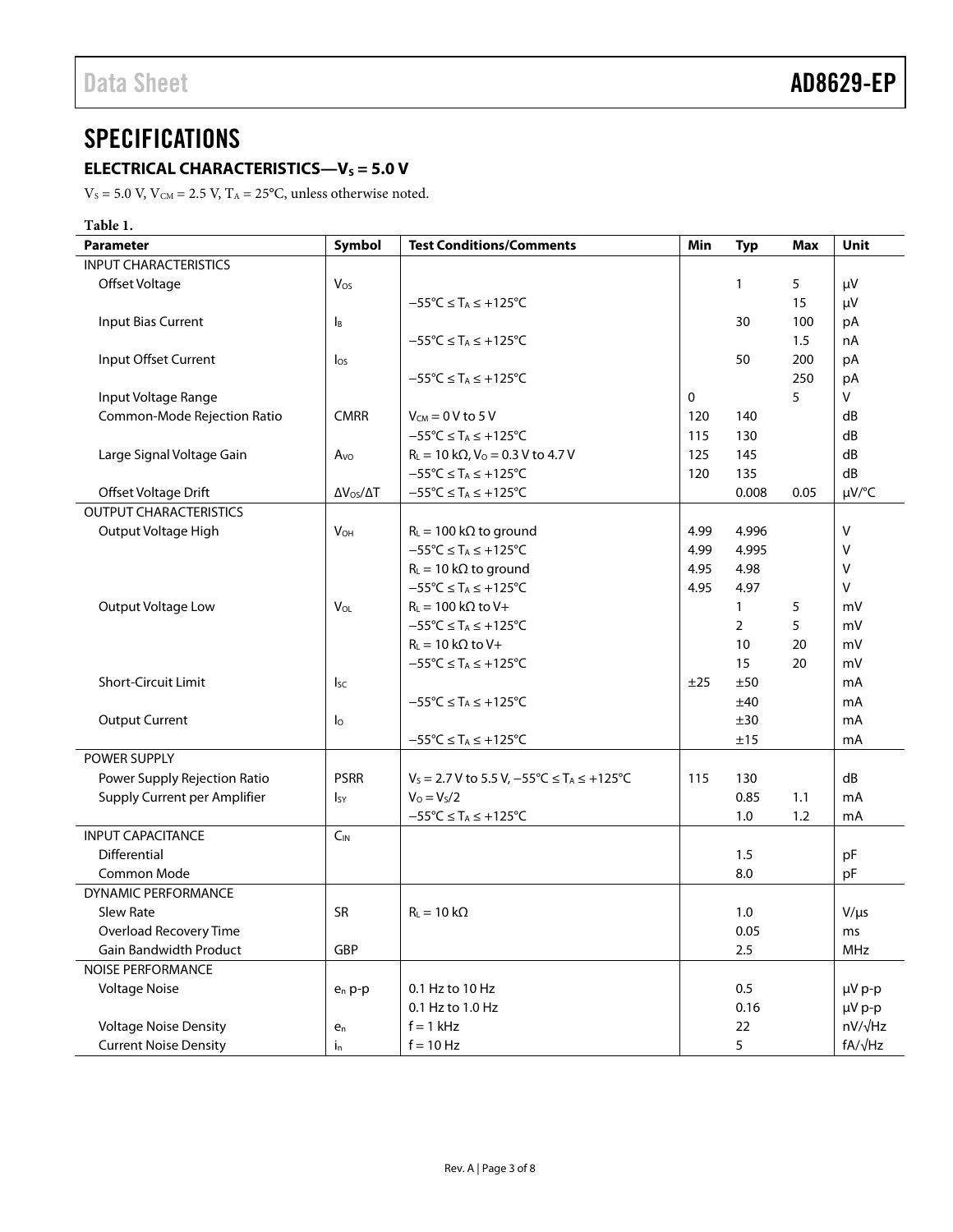# SPECIFICATIONS

## ELECTRICAL CHARACTERISTICS—$V_S$ = 5.0 V

$V_S$ = 5.0 V, $V_{CM}$ = 2.5 V, $T_A$ = 25°C, unless otherwise noted.

**Table 1.**

| Parameter | Symbol | Test Conditions/Comments | Min | Typ | Max | Unit |
|---|---|---|---|---|---|---|
| INPUT CHARACTERISTICS | | | | | | |
| Offset Voltage | $V_{OS}$ | | | 1 | 5 | µV |
| | | −55°C ≤ $T_A$ ≤ +125°C | | | 15 | µV |
| Input Bias Current | $I_B$ | | | 30 | 100 | pA |
| | | −55°C ≤ $T_A$ ≤ +125°C | | | 1.5 | nA |
| Input Offset Current | $I_{OS}$ | | | 50 | 200 | pA |
| | | −55°C ≤ $T_A$ ≤ +125°C | | | 250 | pA |
| Input Voltage Range | | | 0 | | 5 | V |
| Common-Mode Rejection Ratio | CMRR | $V_{CM}$ = 0 V to 5 V | 120 | 140 | | dB |
| | | −55°C ≤ $T_A$ ≤ +125°C | 115 | 130 | | dB |
| Large Signal Voltage Gain | $A_{VO}$ | $R_L$ = 10 kΩ, $V_O$ = 0.3 V to 4.7 V | 125 | 145 | | dB |
| | | −55°C ≤ $T_A$ ≤ +125°C | 120 | 135 | | dB |
| Offset Voltage Drift | $\Delta V_{OS}/\Delta T$ | −55°C ≤ $T_A$ ≤ +125°C | | 0.008 | 0.05 | µV/°C |
| OUTPUT CHARACTERISTICS | | | | | | |
| Output Voltage High | $V_{OH}$ | $R_L$ = 100 kΩ to ground | 4.99 | 4.996 | | V |
| | | −55°C ≤ $T_A$ ≤ +125°C | 4.99 | 4.995 | | V |
| | | $R_L$ = 10 kΩ to ground | 4.95 | 4.98 | | V |
| | | −55°C ≤ $T_A$ ≤ +125°C | 4.95 | 4.97 | | V |
| Output Voltage Low | $V_{OL}$ | $R_L$ = 100 kΩ to V+ | | 1 | 5 | mV |
| | | −55°C ≤ $T_A$ ≤ +125°C | | 2 | 5 | mV |
| | | $R_L$ = 10 kΩ to V+ | | 10 | 20 | mV |
| | | −55°C ≤ $T_A$ ≤ +125°C | | 15 | 20 | mV |
| Short-Circuit Limit | $I_{SC}$ | | ±25 | ±50 | | mA |
| | | −55°C ≤ $T_A$ ≤ +125°C | | ±40 | | mA |
| Output Current | $I_O$ | | | ±30 | | mA |
| | | −55°C ≤ $T_A$ ≤ +125°C | | ±15 | | mA |
| POWER SUPPLY | | | | | | |
| Power Supply Rejection Ratio | PSRR | $V_S$ = 2.7 V to 5.5 V, −55°C ≤ $T_A$ ≤ +125°C | 115 | 130 | | dB |
| Supply Current per Amplifier | $I_{SY}$ | $V_O$ = $V_S$/2 | | 0.85 | 1.1 | mA |
| | | −55°C ≤ $T_A$ ≤ +125°C | | 1.0 | 1.2 | mA |
| INPUT CAPACITANCE | $C_{IN}$ | | | | | |
| Differential | | | | 1.5 | | pF |
| Common Mode | | | | 8.0 | | pF |
| DYNAMIC PERFORMANCE | | | | | | |
| Slew Rate | SR | $R_L$ = 10 kΩ | | 1.0 | | V/µs |
| Overload Recovery Time | | | | 0.05 | | ms |
| Gain Bandwidth Product | GBP | | | 2.5 | | MHz |
| NOISE PERFORMANCE | | | | | | |
| Voltage Noise | $e_n$ p-p | 0.1 Hz to 10 Hz | | 0.5 | | µV p-p |
| | | 0.1 Hz to 1.0 Hz | | 0.16 | | µV p-p |
| Voltage Noise Density | $e_n$ | f = 1 kHz | | 22 | | nV/√Hz |
| Current Noise Density | $i_n$ | f = 10 Hz | | 5 | | fA/√Hz |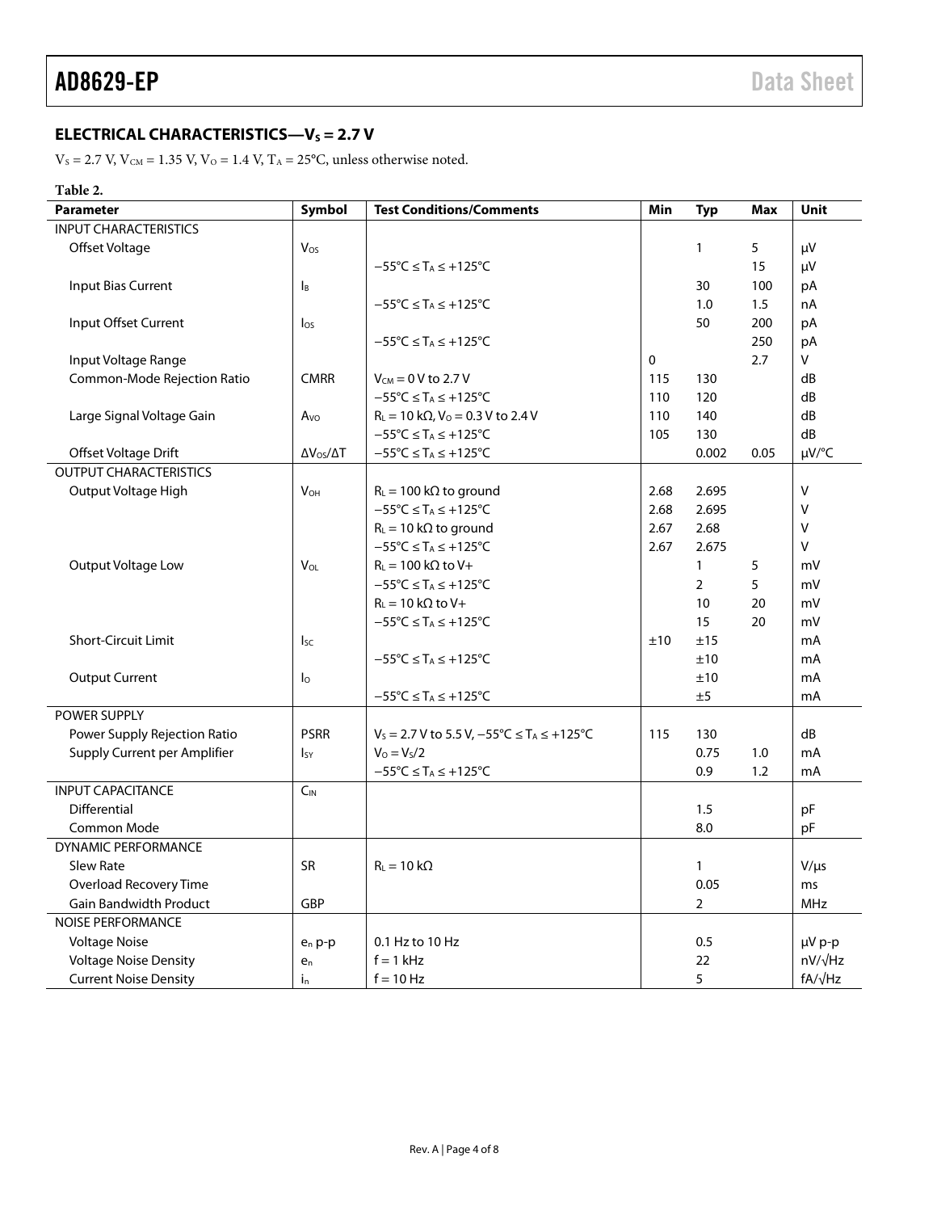## ELECTRICAL CHARACTERISTICS—$V_S$ = 2.7 V

$V_S$ = 2.7 V, $V_{CM}$ = 1.35 V, $V_O$ = 1.4 V, $T_A$ = 25°C, unless otherwise noted.

**Table 2.**

| Parameter | Symbol | Test Conditions/Comments | Min | Typ | Max | Unit |
|---|---|---|---|---|---|---|
| INPUT CHARACTERISTICS | | | | | | |
| Offset Voltage | $V_{OS}$ | | | 1 | 5 | μV |
| | | −55°C ≤ $T_A$ ≤ +125°C | | | 15 | μV |
| Input Bias Current | $I_B$ | | | 30 | 100 | pA |
| | | −55°C ≤ $T_A$ ≤ +125°C | | 1.0 | 1.5 | nA |
| Input Offset Current | $I_{OS}$ | | | 50 | 200 | pA |
| | | −55°C ≤ $T_A$ ≤ +125°C | | | 250 | pA |
| Input Voltage Range | | | 0 | | 2.7 | V |
| Common-Mode Rejection Ratio | CMRR | $V_{CM}$ = 0 V to 2.7 V | 115 | 130 | | dB |
| | | −55°C ≤ $T_A$ ≤ +125°C | 110 | 120 | | dB |
| Large Signal Voltage Gain | $A_{VO}$ | $R_L$ = 10 kΩ, $V_O$ = 0.3 V to 2.4 V | 110 | 140 | | dB |
| | | −55°C ≤ $T_A$ ≤ +125°C | 105 | 130 | | dB |
| Offset Voltage Drift | $\Delta V_{OS}/\Delta T$ | −55°C ≤ $T_A$ ≤ +125°C | | 0.002 | 0.05 | μV/°C |
| OUTPUT CHARACTERISTICS | | | | | | |
| Output Voltage High | $V_{OH}$ | $R_L$ = 100 kΩ to ground | 2.68 | 2.695 | | V |
| | | −55°C ≤ $T_A$ ≤ +125°C | 2.68 | 2.695 | | V |
| | | $R_L$ = 10 kΩ to ground | 2.67 | 2.68 | | V |
| | | −55°C ≤ $T_A$ ≤ +125°C | 2.67 | 2.675 | | V |
| Output Voltage Low | $V_{OL}$ | $R_L$ = 100 kΩ to V+ | | 1 | 5 | mV |
| | | −55°C ≤ $T_A$ ≤ +125°C | | 2 | 5 | mV |
| | | $R_L$ = 10 kΩ to V+ | | 10 | 20 | mV |
| | | −55°C ≤ $T_A$ ≤ +125°C | | 15 | 20 | mV |
| Short-Circuit Limit | $I_{SC}$ | | ±10 | ±15 | | mA |
| | | −55°C ≤ $T_A$ ≤ +125°C | | ±10 | | mA |
| Output Current | $I_O$ | | | ±10 | | mA |
| | | −55°C ≤ $T_A$ ≤ +125°C | | ±5 | | mA |
| POWER SUPPLY | | | | | | |
| Power Supply Rejection Ratio | PSRR | $V_S$ = 2.7 V to 5.5 V, −55°C ≤ $T_A$ ≤ +125°C | 115 | 130 | | dB |
| Supply Current per Amplifier | $I_{SY}$ | $V_O$ = $V_S$/2 | | 0.75 | 1.0 | mA |
| | | −55°C ≤ $T_A$ ≤ +125°C | | 0.9 | 1.2 | mA |
| INPUT CAPACITANCE | $C_{IN}$ | | | | | |
| Differential | | | | 1.5 | | pF |
| Common Mode | | | | 8.0 | | pF |
| DYNAMIC PERFORMANCE | | | | | | |
| Slew Rate | SR | $R_L$ = 10 kΩ | | 1 | | V/μs |
| Overload Recovery Time | | | | 0.05 | | ms |
| Gain Bandwidth Product | GBP | | | 2 | | MHz |
| NOISE PERFORMANCE | | | | | | |
| Voltage Noise | $e_n$ p-p | 0.1 Hz to 10 Hz | | 0.5 | | μV p-p |
| Voltage Noise Density | $e_n$ | f = 1 kHz | | 22 | | nV/√Hz |
| Current Noise Density | $i_n$ | f = 10 Hz | | 5 | | fA/√Hz |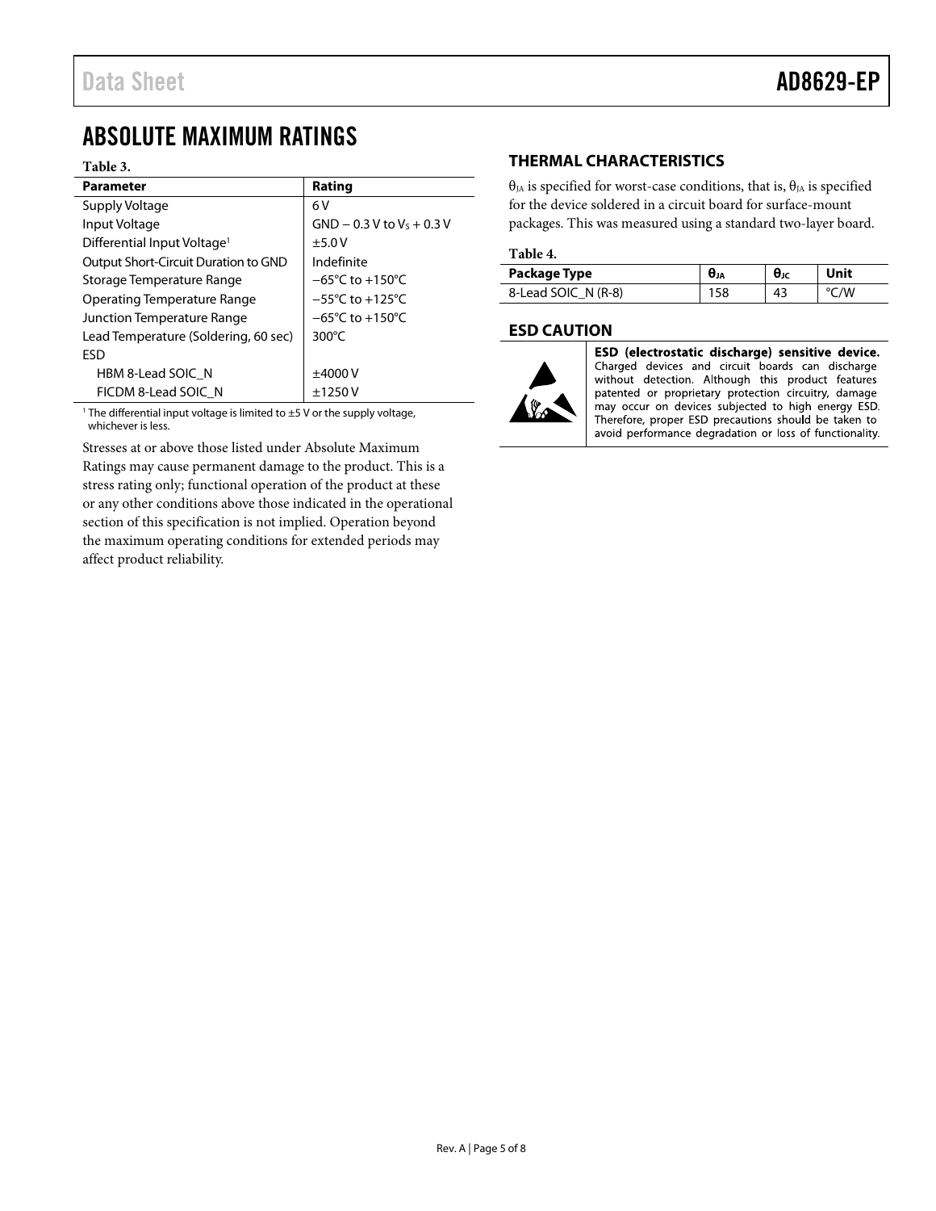# ABSOLUTE MAXIMUM RATINGS

**Table 3.**

| Parameter | Rating |
|---|---|
| Supply Voltage | 6 V |
| Input Voltage | GND − 0.3 V to $V_S$ + 0.3 V |
| Differential Input Voltage[1] | ±5.0 V |
| Output Short-Circuit Duration to GND | Indefinite |
| Storage Temperature Range | −65°C to +150°C |
| Operating Temperature Range | −55°C to +125°C |
| Junction Temperature Range | −65°C to +150°C |
| Lead Temperature (Soldering, 60 sec) | 300°C |
| ESD | |
| HBM 8-Lead SOIC_N | ±4000 V |
| FICDM 8-Lead SOIC_N | ±1250 V |

[1] The differential input voltage is limited to ±5 V or the supply voltage, whichever is less.

Stresses at or above those listed under Absolute Maximum Ratings may cause permanent damage to the product. This is a stress rating only; functional operation of the product at these or any other conditions above those indicated in the operational section of this specification is not implied. Operation beyond the maximum operating conditions for extended periods may affect product reliability.

## THERMAL CHARACTERISTICS

$\theta_{JA}$ is specified for worst-case conditions, that is, $\theta_{JA}$ is specified for the device soldered in a circuit board for surface-mount packages. This was measured using a standard two-layer board.

**Table 4.**

| Package Type | $\theta_{JA}$ | $\theta_{JC}$ | Unit |
|---|---|---|---|
| 8-Lead SOIC_N (R-8) | 158 | 43 | °C/W |

## ESD CAUTION

**ESD (electrostatic discharge) sensitive device.** Charged devices and circuit boards can discharge without detection. Although this product features patented or proprietary protection circuitry, damage may occur on devices subjected to high energy ESD. Therefore, proper ESD precautions should be taken to avoid performance degradation or loss of functionality.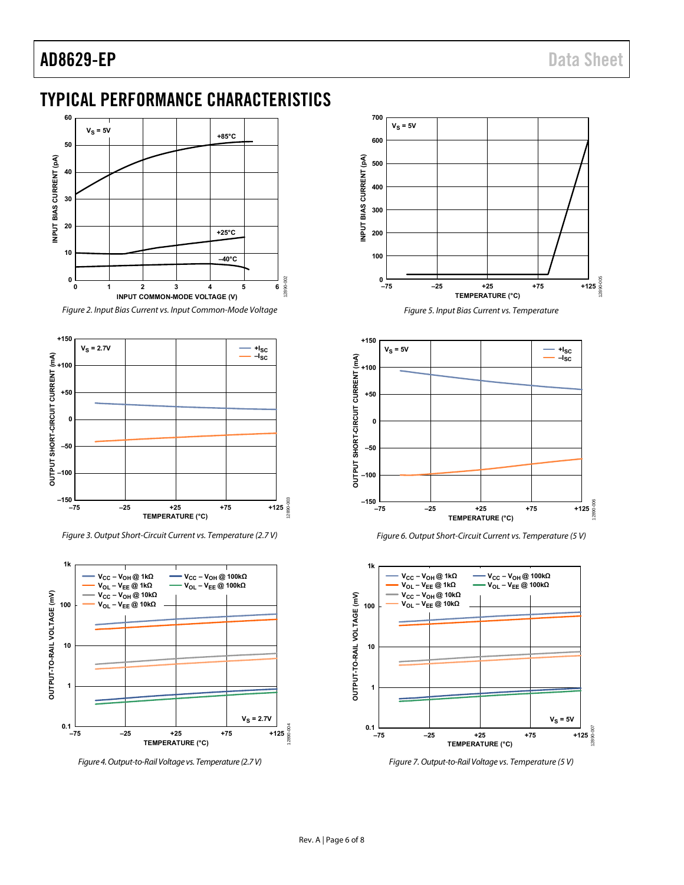# TYPICAL PERFORMANCE CHARACTERISTICS

Figure 2. Input Bias Current vs. Input Common-Mode Voltage

Figure 3. Output Short-Circuit Current vs. Temperature (2.7 V)

Figure 4. Output-to-Rail Voltage vs. Temperature (2.7 V)

Figure 5. Input Bias Current vs. Temperature

Figure 6. Output Short-Circuit Current vs. Temperature (5 V)

Figure 7. Output-to-Rail Voltage vs. Temperature (5 V)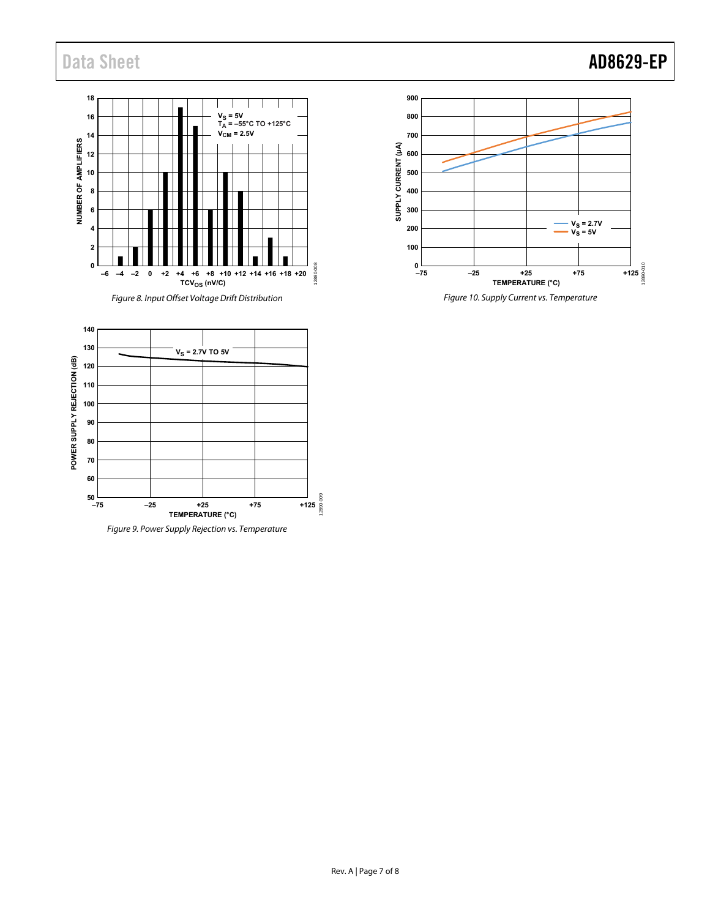Figure 8. Input Offset Voltage Drift Distribution

Figure 9. Power Supply Rejection vs. Temperature

Figure 10. Supply Current vs. Temperature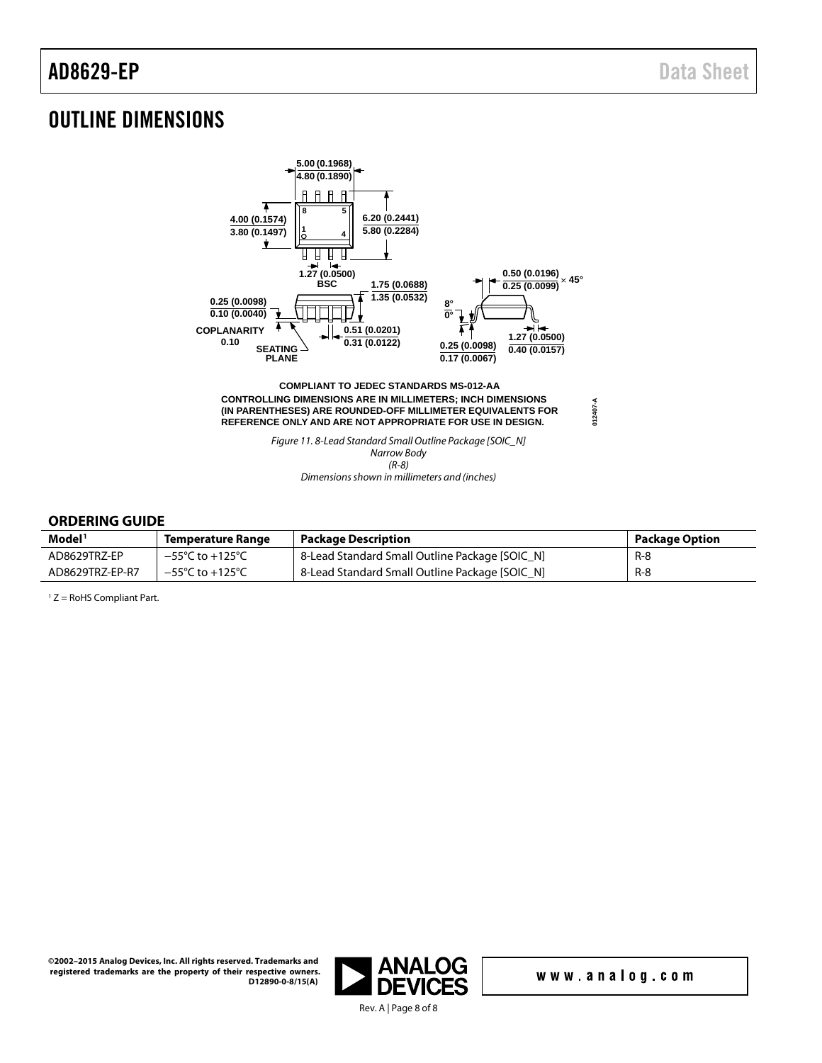# OUTLINE DIMENSIONS

5.00 (0.1968)
4.80 (0.1890)

4.00 (0.1574)
3.80 (0.1497)

6.20 (0.2441)
5.80 (0.2284)

1.27 (0.0500)
BSC

1.75 (0.0688)
1.35 (0.0532)

0.25 (0.0098)
0.10 (0.0040)

COPLANARITY
0.10

SEATING
PLANE

0.51 (0.0201)
0.31 (0.0122)

0.50 (0.0196)
0.25 (0.0099)
× 45°

8°
0°

0.25 (0.0098)
0.17 (0.0067)

1.27 (0.0500)
0.40 (0.0157)

COMPLIANT TO JEDEC STANDARDS MS-012-AA

CONTROLLING DIMENSIONS ARE IN MILLIMETERS; INCH DIMENSIONS (IN PARENTHESES) ARE ROUNDED-OFF MILLIMETER EQUIVALENTS FOR REFERENCE ONLY AND ARE NOT APPROPRIATE FOR USE IN DESIGN.

012407-A

*Figure 11. 8-Lead Standard Small Outline Package [SOIC_N]*
*Narrow Body*
*(R-8)*
*Dimensions shown in millimeters and (inches)*

## ORDERING GUIDE

| Model[1] | Temperature Range | Package Description | Package Option |
|---|---|---|---|
| AD8629TRZ-EP | −55°C to +125°C | 8-Lead Standard Small Outline Package [SOIC_N] | R-8 |
| AD8629TRZ-EP-R7 | −55°C to +125°C | 8-Lead Standard Small Outline Package [SOIC_N] | R-8 |

[1] Z = RoHS Compliant Part.

**©2002–2015 Analog Devices, Inc. All rights reserved. Trademarks and registered trademarks are the property of their respective owners. D12890-0-8/15(A)**